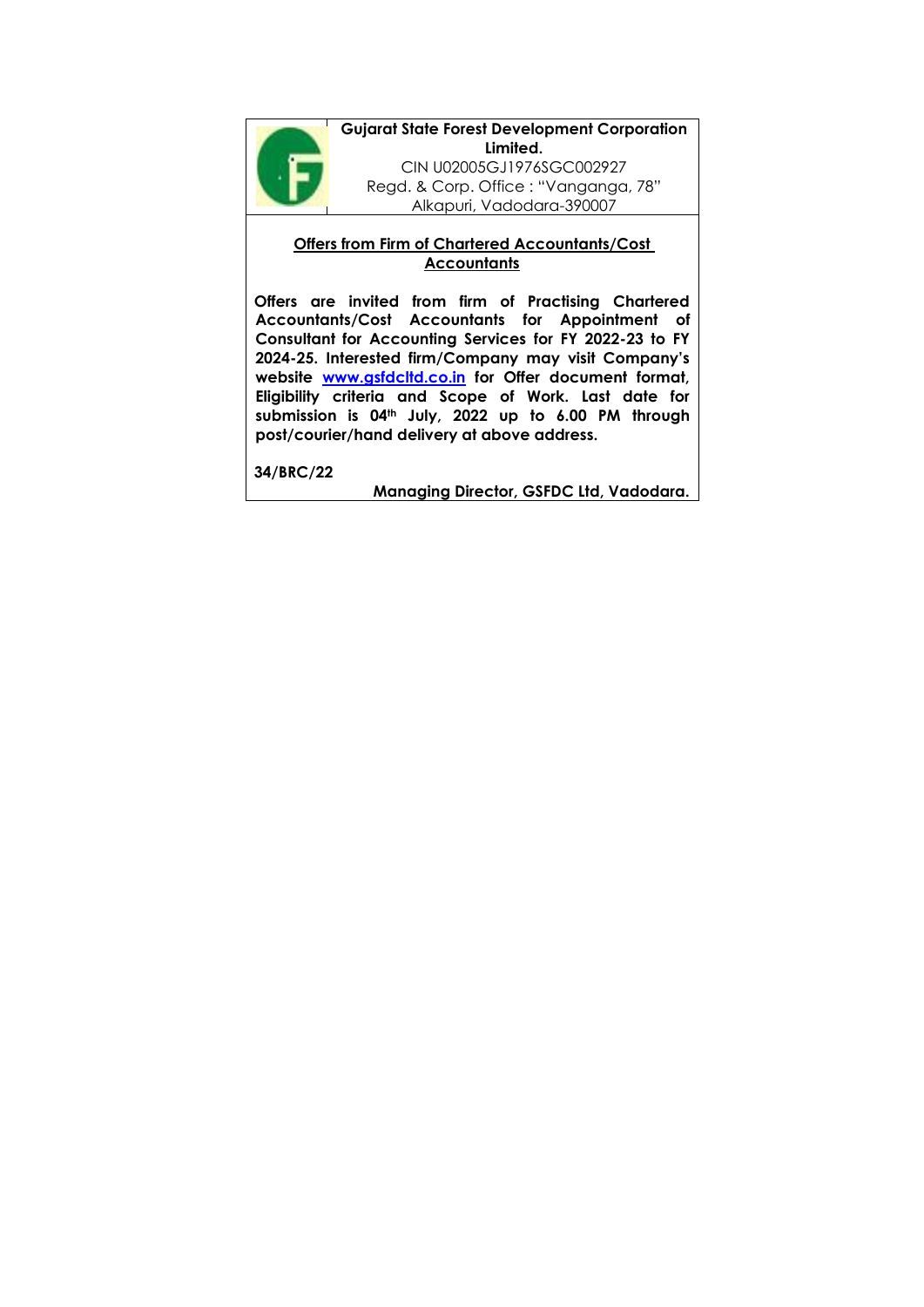**Gujarat State Forest Development Corporation Limited.**

CIN U02005GJ1976SGC002927

Regd. & Corp. Office : "Vanganga, 78"

Alkapuri, Vadodara-390007

## Offers from Firm of Chartered Accountants/Cost Accountants

**Offers are invited from firm of Practising Chartered Accountants/Cost Accountants for Appointment of Consultant for Accounting Services for FY 2022-23 to FY 2024-25. Interested firm/Company may visit Company's website [www.gsfdcltd.co.in](http://www.gsfdcltd.co.in) for Offer document format, Eligibility criteria and Scope of Work. Last date for submission is 04th July, 2022 up to 6.00 PM through post/courier/hand delivery at above address.**

**34/BRC/22**

**Managing Director, GSFDC Ltd, Vadodara.**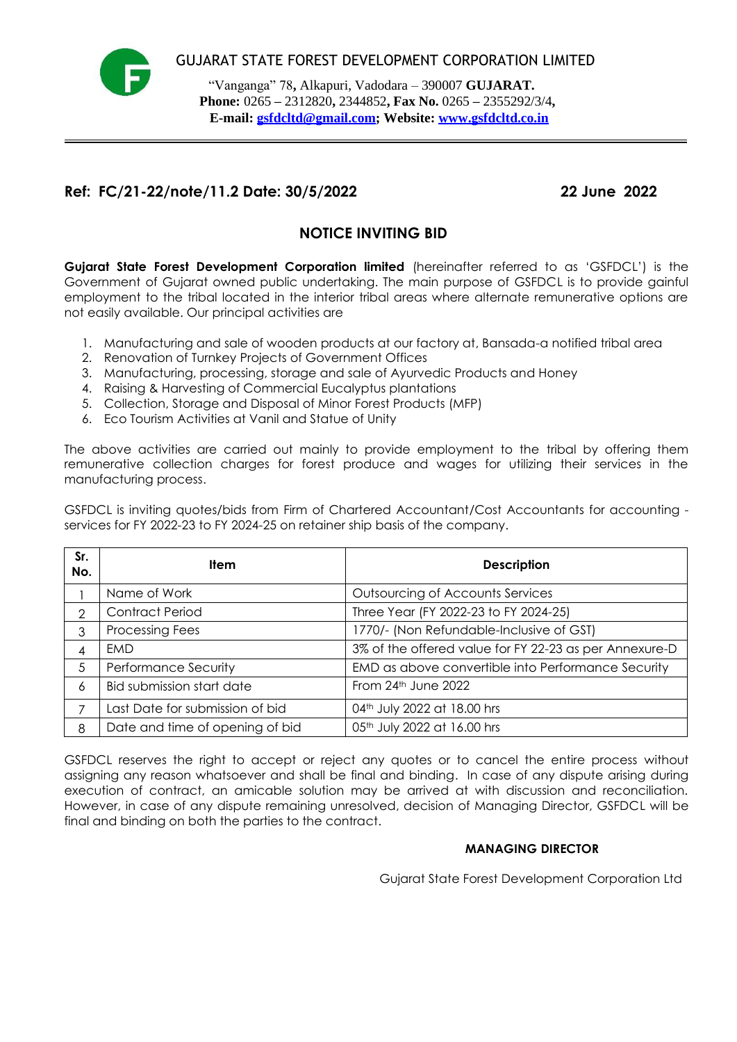GUJARAT STATE FOREST DEVELOPMENT CORPORATION LIMITED

"Vanganga" 78, Alkapuri, Vadodara – 390007 **GUJARAT.**
**Phone:** 0265 – 2312820, 2344852, **Fax No.** 0265 – 2355292/3/4,
**E-mail:** gsfdcltd@gmail.com; **Website:** www.gsfdcltd.co.in

**Ref: FC/21-22/note/11.2 Date: 30/5/2022** **22 June 2022**

## NOTICE INVITING BID

**Gujarat State Forest Development Corporation limited** (hereinafter referred to as 'GSFDCL') is the Government of Gujarat owned public undertaking. The main purpose of GSFDCL is to provide gainful employment to the tribal located in the interior tribal areas where alternate remunerative options are not easily available. Our principal activities are

1. Manufacturing and sale of wooden products at our factory at, Bansada-a notified tribal area
2. Renovation of Turnkey Projects of Government Offices
3. Manufacturing, processing, storage and sale of Ayurvedic Products and Honey
4. Raising & Harvesting of Commercial Eucalyptus plantations
5. Collection, Storage and Disposal of Minor Forest Products (MFP)
6. Eco Tourism Activities at Vanil and Statue of Unity

The above activities are carried out mainly to provide employment to the tribal by offering them remunerative collection charges for forest produce and wages for utilizing their services in the manufacturing process.

GSFDCL is inviting quotes/bids from Firm of Chartered Accountant/Cost Accountants for accounting -services for FY 2022-23 to FY 2024-25 on retainer ship basis of the company.

| Sr. No. | Item | Description |
|---|---|---|
| 1 | Name of Work | Outsourcing of Accounts Services |
| 2 | Contract Period | Three Year (FY 2022-23 to FY 2024-25) |
| 3 | Processing Fees | 1770/- (Non Refundable-Inclusive of GST) |
| 4 | EMD | 3% of the offered value for FY 22-23 as per Annexure-D |
| 5 | Performance Security | EMD as above convertible into Performance Security |
| 6 | Bid submission start date | From 24th June 2022 |
| 7 | Last Date for submission of bid | 04th July 2022 at 18.00 hrs |
| 8 | Date and time of opening of bid | 05th July 2022 at 16.00 hrs |

GSFDCL reserves the right to accept or reject any quotes or to cancel the entire process without assigning any reason whatsoever and shall be final and binding. In case of any dispute arising during execution of contract, an amicable solution may be arrived at with discussion and reconciliation. However, in case of any dispute remaining unresolved, decision of Managing Director, GSFDCL will be final and binding on both the parties to the contract.

**MANAGING DIRECTOR**

Gujarat State Forest Development Corporation Ltd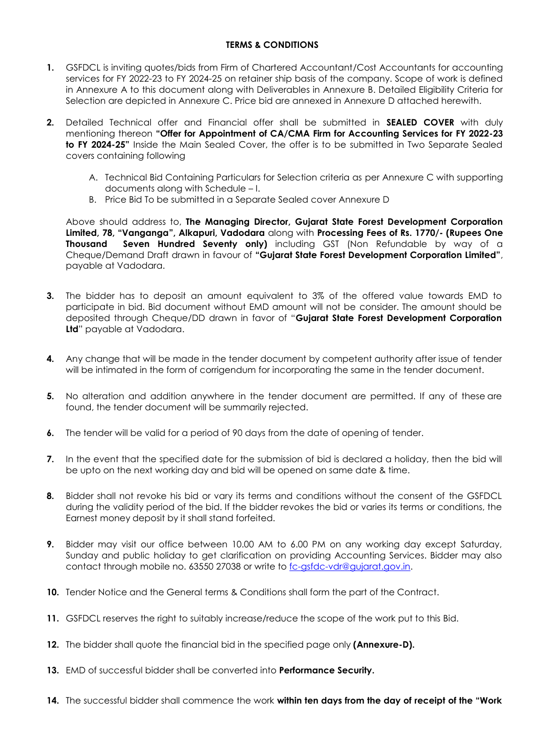**TERMS & CONDITIONS**

1. GSFDCL is inviting quotes/bids from Firm of Chartered Accountant/Cost Accountants for accounting services for FY 2022-23 to FY 2024-25 on retainer ship basis of the company. Scope of work is defined in Annexure A to this document along with Deliverables in Annexure B. Detailed Eligibility Criteria for Selection are depicted in Annexure C. Price bid are annexed in Annexure D attached herewith.

2. Detailed Technical offer and Financial offer shall be submitted in **SEALED COVER** with duly mentioning thereon **"Offer for Appointment of CA/CMA Firm for Accounting Services for FY 2022-23 to FY 2024-25"** Inside the Main Sealed Cover, the offer is to be submitted in Two Separate Sealed covers containing following

   A. Technical Bid Containing Particulars for Selection criteria as per Annexure C with supporting documents along with Schedule – I.
   B. Price Bid To be submitted in a Separate Sealed cover Annexure D

   Above should address to, **The Managing Director, Gujarat State Forest Development Corporation Limited, 78, "Vanganga", Alkapuri, Vadodara** along with **Processing Fees of Rs. 1770/- (Rupees One Thousand Seven Hundred Seventy only)** including GST (Non Refundable by way of a Cheque/Demand Draft drawn in favour of **"Gujarat State Forest Development Corporation Limited"**, payable at Vadodara.

3. The bidder has to deposit an amount equivalent to 3% of the offered value towards EMD to participate in bid. Bid document without EMD amount will not be consider. The amount should be deposited through Cheque/DD drawn in favor of "**Gujarat State Forest Development Corporation Ltd**" payable at Vadodara.

4. Any change that will be made in the tender document by competent authority after issue of tender will be intimated in the form of corrigendum for incorporating the same in the tender document.

5. No alteration and addition anywhere in the tender document are permitted. If any of these are found, the tender document will be summarily rejected.

6. The tender will be valid for a period of 90 days from the date of opening of tender.

7. In the event that the specified date for the submission of bid is declared a holiday, then the bid will be upto on the next working day and bid will be opened on same date & time.

8. Bidder shall not revoke his bid or vary its terms and conditions without the consent of the GSFDCL during the validity period of the bid. If the bidder revokes the bid or varies its terms or conditions, the Earnest money deposit by it shall stand forfeited.

9. Bidder may visit our office between 10.00 AM to 6.00 PM on any working day except Saturday, Sunday and public holiday to get clarification on providing Accounting Services. Bidder may also contact through mobile no. 63550 27038 or write to fc-gsfdc-vdr@gujarat.gov.in.

10. Tender Notice and the General terms & Conditions shall form the part of the Contract.

11. GSFDCL reserves the right to suitably increase/reduce the scope of the work put to this Bid.

12. The bidder shall quote the financial bid in the specified page only **(Annexure-D).**

13. EMD of successful bidder shall be converted into **Performance Security.**

14. The successful bidder shall commence the work **within ten days from the day of receipt of the "Work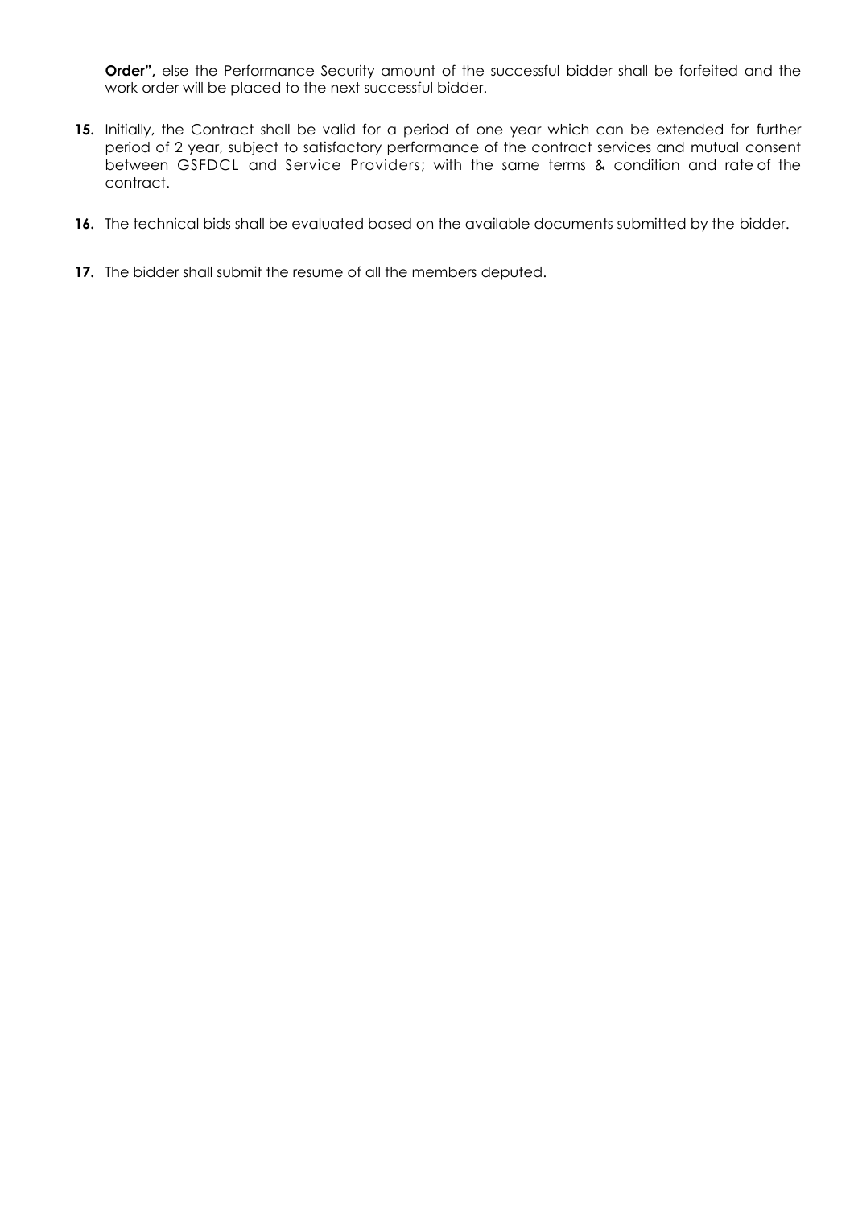**Order",** else the Performance Security amount of the successful bidder shall be forfeited and the work order will be placed to the next successful bidder.

**15.** Initially, the Contract shall be valid for a period of one year which can be extended for further period of 2 year, subject to satisfactory performance of the contract services and mutual consent between GSFDCL and Service Providers; with the same terms & condition and rate of the contract.

**16.** The technical bids shall be evaluated based on the available documents submitted by the bidder.

**17.** The bidder shall submit the resume of all the members deputed.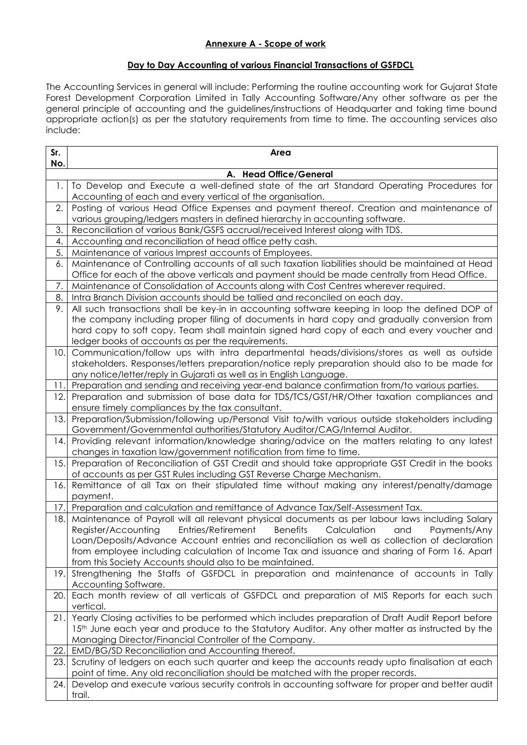**Annexure A - Scope of work**

**Day to Day Accounting of various Financial Transactions of GSFDCL**

The Accounting Services in general will include: Performing the routine accounting work for Gujarat State Forest Development Corporation Limited in Tally Accounting Software/Any other software as per the general principle of accounting and the guidelines/instructions of Headquarter and taking time bound appropriate action(s) as per the statutory requirements from time to time. The accounting services also include:

| Sr. No. | Area |
|---|---|
| | **A. Head Office/General** |
| 1. | To Develop and Execute a well-defined state of the art Standard Operating Procedures for Accounting of each and every vertical of the organisation. |
| 2. | Posting of various Head Office Expenses and payment thereof. Creation and maintenance of various grouping/ledgers masters in defined hierarchy in accounting software. |
| 3. | Reconciliation of various Bank/GSFS accrual/received Interest along with TDS. |
| 4. | Accounting and reconciliation of head office petty cash. |
| 5. | Maintenance of various Imprest accounts of Employees. |
| 6. | Maintenance of Controlling accounts of all such taxation liabilities should be maintained at Head Office for each of the above verticals and payment should be made centrally from Head Office. |
| 7. | Maintenance of Consolidation of Accounts along with Cost Centres wherever required. |
| 8. | Intra Branch Division accounts should be tallied and reconciled on each day. |
| 9. | All such transactions shall be key-in in accounting software keeping in loop the defined DOP of the company including proper filing of documents in hard copy and gradually conversion from hard copy to soft copy. Team shall maintain signed hard copy of each and every voucher and ledger books of accounts as per the requirements. |
| 10. | Communication/follow ups with intra departmental heads/divisions/stores as well as outside stakeholders. Responses/letters preparation/notice reply preparation should also to be made for any notice/letter/reply in Gujarati as well as in English Language. |
| 11. | Preparation and sending and receiving year-end balance confirmation from/to various parties. |
| 12. | Preparation and submission of base data for TDS/TCS/GST/HR/Other taxation compliances and ensure timely compliances by the tax consultant. |
| 13. | Preparation/Submission/following up/Personal Visit to/with various outside stakeholders including Government/Governmental authorities/Statutory Auditor/CAG/Internal Auditor. |
| 14. | Providing relevant information/knowledge sharing/advice on the matters relating to any latest changes in taxation law/government notification from time to time. |
| 15. | Preparation of Reconciliation of GST Credit and should take appropriate GST Credit in the books of accounts as per GST Rules including GST Reverse Charge Mechanism. |
| 16. | Remittance of all Tax on their stipulated time without making any interest/penalty/damage payment. |
| 17. | Preparation and calculation and remittance of Advance Tax/Self-Assessment Tax. |
| 18. | Maintenance of Payroll will all relevant physical documents as per labour laws including Salary Register/Accounting Entries/Retirement Benefits Calculation and Payments/Any Loan/Deposits/Advance Account entries and reconciliation as well as collection of declaration from employee including calculation of Income Tax and issuance and sharing of Form 16. Apart from this Society Accounts should also to be maintained. |
| 19. | Strengthening the Staffs of GSFDCL in preparation and maintenance of accounts in Tally Accounting Software. |
| 20. | Each month review of all verticals of GSFDCL and preparation of MIS Reports for each such vertical. |
| 21. | Yearly Closing activities to be performed which includes preparation of Draft Audit Report before 15th June each year and produce to the Statutory Auditor. Any other matter as instructed by the Managing Director/Financial Controller of the Company. |
| 22. | EMD/BG/SD Reconciliation and Accounting thereof. |
| 23. | Scrutiny of ledgers on each such quarter and keep the accounts ready upto finalisation at each point of time. Any old reconciliation should be matched with the proper records. |
| 24. | Develop and execute various security controls in accounting software for proper and better audit trail. |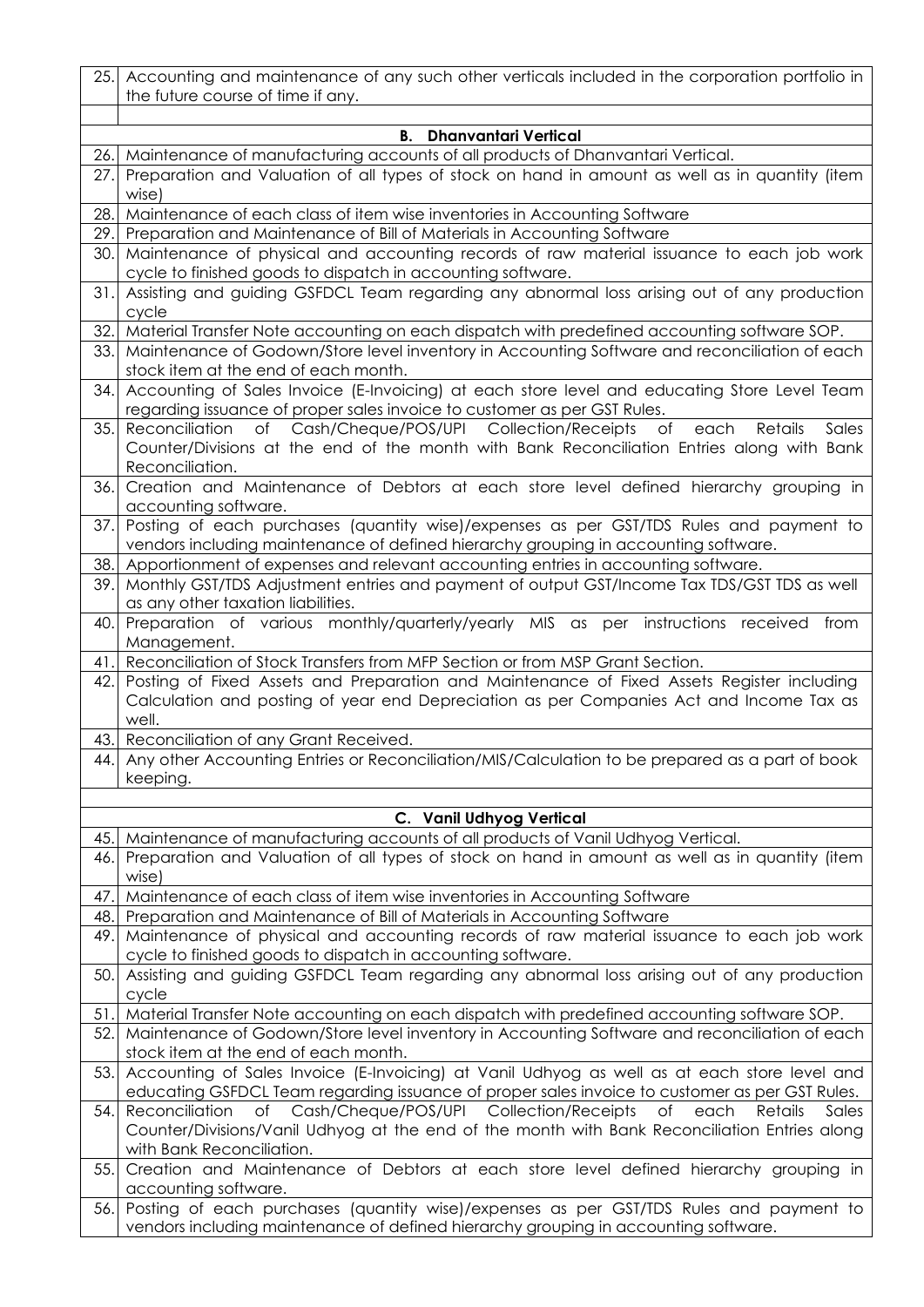| 25. | Accounting and maintenance of any such other verticals included in the corporation portfolio in the future course of time if any. |
|---|---|
| | |
| | **B. Dhanvantari Vertical** |
| 26. | Maintenance of manufacturing accounts of all products of Dhanvantari Vertical. |
| 27. | Preparation and Valuation of all types of stock on hand in amount as well as in quantity (item wise) |
| 28. | Maintenance of each class of item wise inventories in Accounting Software |
| 29. | Preparation and Maintenance of Bill of Materials in Accounting Software |
| 30. | Maintenance of physical and accounting records of raw material issuance to each job work cycle to finished goods to dispatch in accounting software. |
| 31. | Assisting and guiding GSFDCL Team regarding any abnormal loss arising out of any production cycle |
| 32. | Material Transfer Note accounting on each dispatch with predefined accounting software SOP. |
| 33. | Maintenance of Godown/Store level inventory in Accounting Software and reconciliation of each stock item at the end of each month. |
| 34. | Accounting of Sales Invoice (E-Invoicing) at each store level and educating Store Level Team regarding issuance of proper sales invoice to customer as per GST Rules. |
| 35. | Reconciliation of Cash/Cheque/POS/UPI Collection/Receipts of each Retails Sales Counter/Divisions at the end of the month with Bank Reconciliation Entries along with Bank Reconciliation. |
| 36. | Creation and Maintenance of Debtors at each store level defined hierarchy grouping in accounting software. |
| 37. | Posting of each purchases (quantity wise)/expenses as per GST/TDS Rules and payment to vendors including maintenance of defined hierarchy grouping in accounting software. |
| 38. | Apportionment of expenses and relevant accounting entries in accounting software. |
| 39. | Monthly GST/TDS Adjustment entries and payment of output GST/Income Tax TDS/GST TDS as well as any other taxation liabilities. |
| 40. | Preparation of various monthly/quarterly/yearly MIS as per instructions received from Management. |
| 41. | Reconciliation of Stock Transfers from MFP Section or from MSP Grant Section. |
| 42. | Posting of Fixed Assets and Preparation and Maintenance of Fixed Assets Register including Calculation and posting of year end Depreciation as per Companies Act and Income Tax as well. |
| 43. | Reconciliation of any Grant Received. |
| 44. | Any other Accounting Entries or Reconciliation/MIS/Calculation to be prepared as a part of book keeping. |
| | |
| | **C. Vanil Udhyog Vertical** |
| 45. | Maintenance of manufacturing accounts of all products of Vanil Udhyog Vertical. |
| 46. | Preparation and Valuation of all types of stock on hand in amount as well as in quantity (item wise) |
| 47. | Maintenance of each class of item wise inventories in Accounting Software |
| 48. | Preparation and Maintenance of Bill of Materials in Accounting Software |
| 49. | Maintenance of physical and accounting records of raw material issuance to each job work cycle to finished goods to dispatch in accounting software. |
| 50. | Assisting and guiding GSFDCL Team regarding any abnormal loss arising out of any production cycle |
| 51. | Material Transfer Note accounting on each dispatch with predefined accounting software SOP. |
| 52. | Maintenance of Godown/Store level inventory in Accounting Software and reconciliation of each stock item at the end of each month. |
| 53. | Accounting of Sales Invoice (E-Invoicing) at Vanil Udhyog as well as at each store level and educating GSFDCL Team regarding issuance of proper sales invoice to customer as per GST Rules. |
| 54. | Reconciliation of Cash/Cheque/POS/UPI Collection/Receipts of each Retails Sales Counter/Divisions/Vanil Udhyog at the end of the month with Bank Reconciliation Entries along with Bank Reconciliation. |
| 55. | Creation and Maintenance of Debtors at each store level defined hierarchy grouping in accounting software. |
| 56. | Posting of each purchases (quantity wise)/expenses as per GST/TDS Rules and payment to vendors including maintenance of defined hierarchy grouping in accounting software. |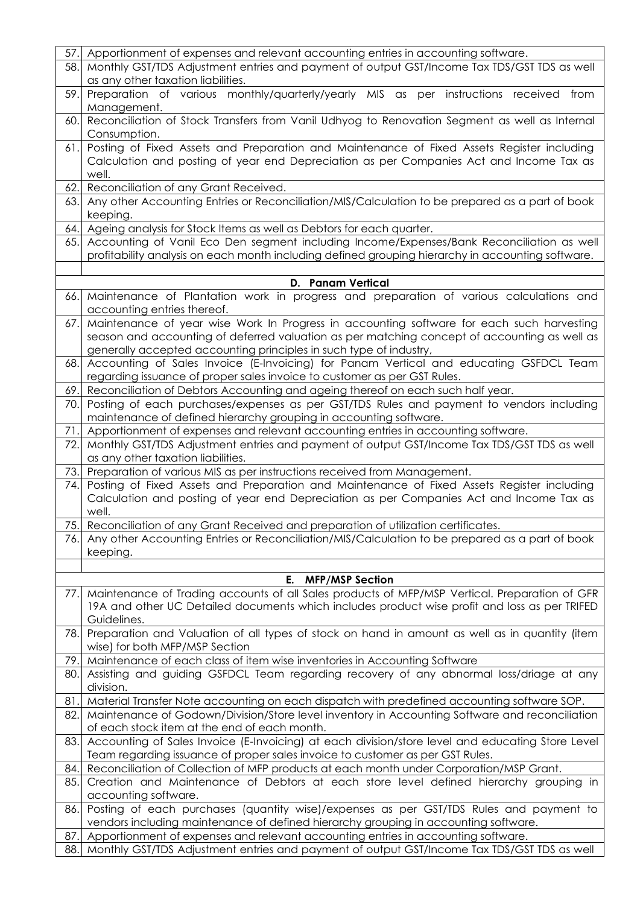| | |
|---|---|
| 57. | Apportionment of expenses and relevant accounting entries in accounting software. |
| 58. | Monthly GST/TDS Adjustment entries and payment of output GST/Income Tax TDS/GST TDS as well as any other taxation liabilities. |
| 59. | Preparation of various monthly/quarterly/yearly MIS as per instructions received from Management. |
| 60. | Reconciliation of Stock Transfers from Vanil Udhyog to Renovation Segment as well as Internal Consumption. |
| 61. | Posting of Fixed Assets and Preparation and Maintenance of Fixed Assets Register including Calculation and posting of year end Depreciation as per Companies Act and Income Tax as well. |
| 62. | Reconciliation of any Grant Received. |
| 63. | Any other Accounting Entries or Reconciliation/MIS/Calculation to be prepared as a part of book keeping. |
| 64. | Ageing analysis for Stock Items as well as Debtors for each quarter. |
| 65. | Accounting of Vanil Eco Den segment including Income/Expenses/Bank Reconciliation as well profitability analysis on each month including defined grouping hierarchy in accounting software. |
| | |
| | **D. Panam Vertical** |
| 66. | Maintenance of Plantation work in progress and preparation of various calculations and accounting entries thereof. |
| 67. | Maintenance of year wise Work In Progress in accounting software for each such harvesting season and accounting of deferred valuation as per matching concept of accounting as well as generally accepted accounting principles in such type of industry, |
| 68. | Accounting of Sales Invoice (E-Invoicing) for Panam Vertical and educating GSFDCL Team regarding issuance of proper sales invoice to customer as per GST Rules. |
| 69. | Reconciliation of Debtors Accounting and ageing thereof on each such half year. |
| 70. | Posting of each purchases/expenses as per GST/TDS Rules and payment to vendors including maintenance of defined hierarchy grouping in accounting software. |
| 71. | Apportionment of expenses and relevant accounting entries in accounting software. |
| 72. | Monthly GST/TDS Adjustment entries and payment of output GST/Income Tax TDS/GST TDS as well as any other taxation liabilities. |
| 73. | Preparation of various MIS as per instructions received from Management. |
| 74. | Posting of Fixed Assets and Preparation and Maintenance of Fixed Assets Register including Calculation and posting of year end Depreciation as per Companies Act and Income Tax as well. |
| 75. | Reconciliation of any Grant Received and preparation of utilization certificates. |
| 76. | Any other Accounting Entries or Reconciliation/MIS/Calculation to be prepared as a part of book keeping. |
| | |
| | **E. MFP/MSP Section** |
| 77. | Maintenance of Trading accounts of all Sales products of MFP/MSP Vertical. Preparation of GFR 19A and other UC Detailed documents which includes product wise profit and loss as per TRIFED Guidelines. |
| 78. | Preparation and Valuation of all types of stock on hand in amount as well as in quantity (item wise) for both MFP/MSP Section |
| 79. | Maintenance of each class of item wise inventories in Accounting Software |
| 80. | Assisting and guiding GSFDCL Team regarding recovery of any abnormal loss/driage at any division. |
| 81. | Material Transfer Note accounting on each dispatch with predefined accounting software SOP. |
| 82. | Maintenance of Godown/Division/Store level inventory in Accounting Software and reconciliation of each stock item at the end of each month. |
| 83. | Accounting of Sales Invoice (E-Invoicing) at each division/store level and educating Store Level Team regarding issuance of proper sales invoice to customer as per GST Rules. |
| 84. | Reconciliation of Collection of MFP products at each month under Corporation/MSP Grant. |
| 85. | Creation and Maintenance of Debtors at each store level defined hierarchy grouping in accounting software. |
| 86. | Posting of each purchases (quantity wise)/expenses as per GST/TDS Rules and payment to vendors including maintenance of defined hierarchy grouping in accounting software. |
| 87. | Apportionment of expenses and relevant accounting entries in accounting software. |
| 88. | Monthly GST/TDS Adjustment entries and payment of output GST/Income Tax TDS/GST TDS as well |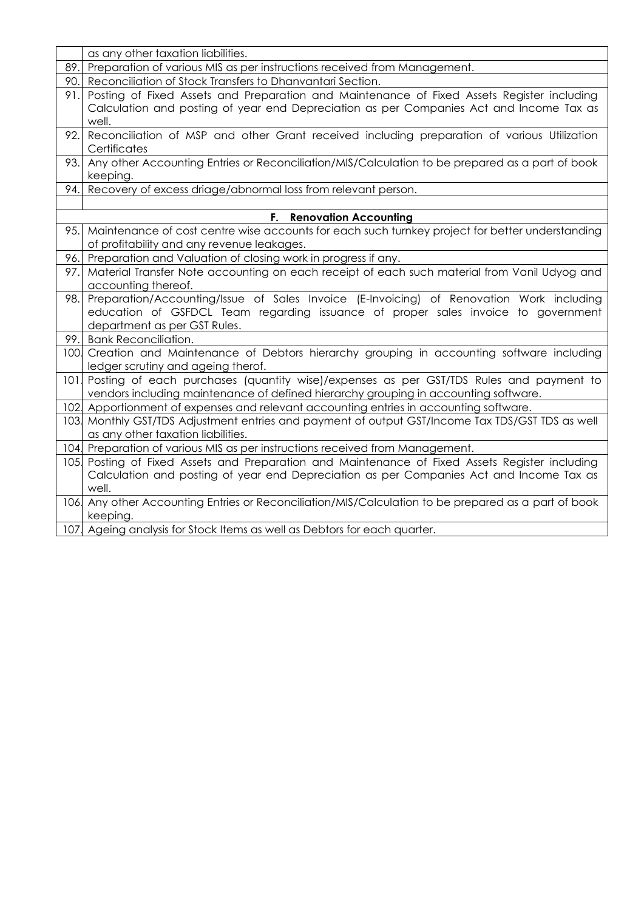| | |
|---|---|
| | as any other taxation liabilities. |
| 89. | Preparation of various MIS as per instructions received from Management. |
| 90. | Reconciliation of Stock Transfers to Dhanvantari Section. |
| 91. | Posting of Fixed Assets and Preparation and Maintenance of Fixed Assets Register including Calculation and posting of year end Depreciation as per Companies Act and Income Tax as well. |
| 92. | Reconciliation of MSP and other Grant received including preparation of various Utilization Certificates |
| 93. | Any other Accounting Entries or Reconciliation/MIS/Calculation to be prepared as a part of book keeping. |
| 94. | Recovery of excess driage/abnormal loss from relevant person. |
| | |
| | **F. Renovation Accounting** |
| 95. | Maintenance of cost centre wise accounts for each such turnkey project for better understanding of profitability and any revenue leakages. |
| 96. | Preparation and Valuation of closing work in progress if any. |
| 97. | Material Transfer Note accounting on each receipt of each such material from Vanil Udyog and accounting thereof. |
| 98. | Preparation/Accounting/Issue of Sales Invoice (E-Invoicing) of Renovation Work including education of GSFDCL Team regarding issuance of proper sales invoice to government department as per GST Rules. |
| 99. | Bank Reconciliation. |
| 100. | Creation and Maintenance of Debtors hierarchy grouping in accounting software including ledger scrutiny and ageing therof. |
| 101. | Posting of each purchases (quantity wise)/expenses as per GST/TDS Rules and payment to vendors including maintenance of defined hierarchy grouping in accounting software. |
| 102. | Apportionment of expenses and relevant accounting entries in accounting software. |
| 103. | Monthly GST/TDS Adjustment entries and payment of output GST/Income Tax TDS/GST TDS as well as any other taxation liabilities. |
| 104. | Preparation of various MIS as per instructions received from Management. |
| 105. | Posting of Fixed Assets and Preparation and Maintenance of Fixed Assets Register including Calculation and posting of year end Depreciation as per Companies Act and Income Tax as well. |
| 106. | Any other Accounting Entries or Reconciliation/MIS/Calculation to be prepared as a part of book keeping. |
| 107. | Ageing analysis for Stock Items as well as Debtors for each quarter. |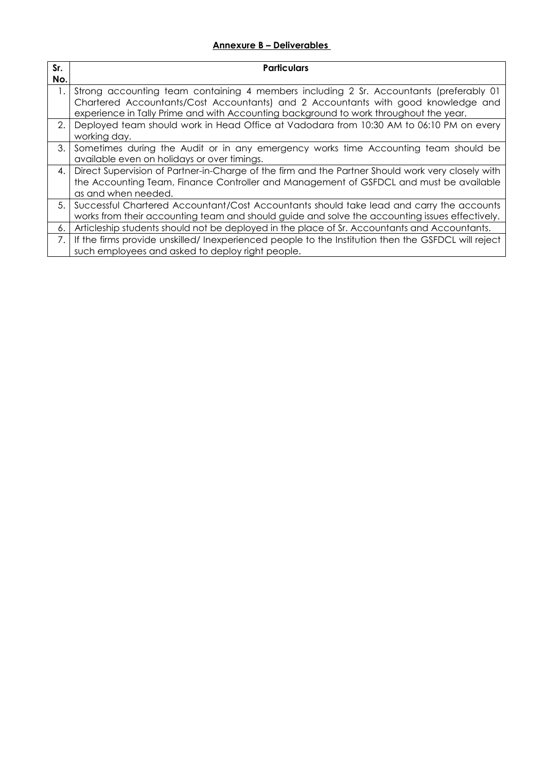**Annexure B – Deliverables**

| Sr. No. | Particulars |
|---|---|
| 1. | Strong accounting team containing 4 members including 2 Sr. Accountants (preferably 01 Chartered Accountants/Cost Accountants) and 2 Accountants with good knowledge and experience in Tally Prime and with Accounting background to work throughout the year. |
| 2. | Deployed team should work in Head Office at Vadodara from 10:30 AM to 06:10 PM on every working day. |
| 3. | Sometimes during the Audit or in any emergency works time Accounting team should be available even on holidays or over timings. |
| 4. | Direct Supervision of Partner-in-Charge of the firm and the Partner Should work very closely with the Accounting Team, Finance Controller and Management of GSFDCL and must be available as and when needed. |
| 5. | Successful Chartered Accountant/Cost Accountants should take lead and carry the accounts works from their accounting team and should guide and solve the accounting issues effectively. |
| 6. | Articleship students should not be deployed in the place of Sr. Accountants and Accountants. |
| 7. | If the firms provide unskilled/ Inexperienced people to the Institution then the GSFDCL will reject such employees and asked to deploy right people. |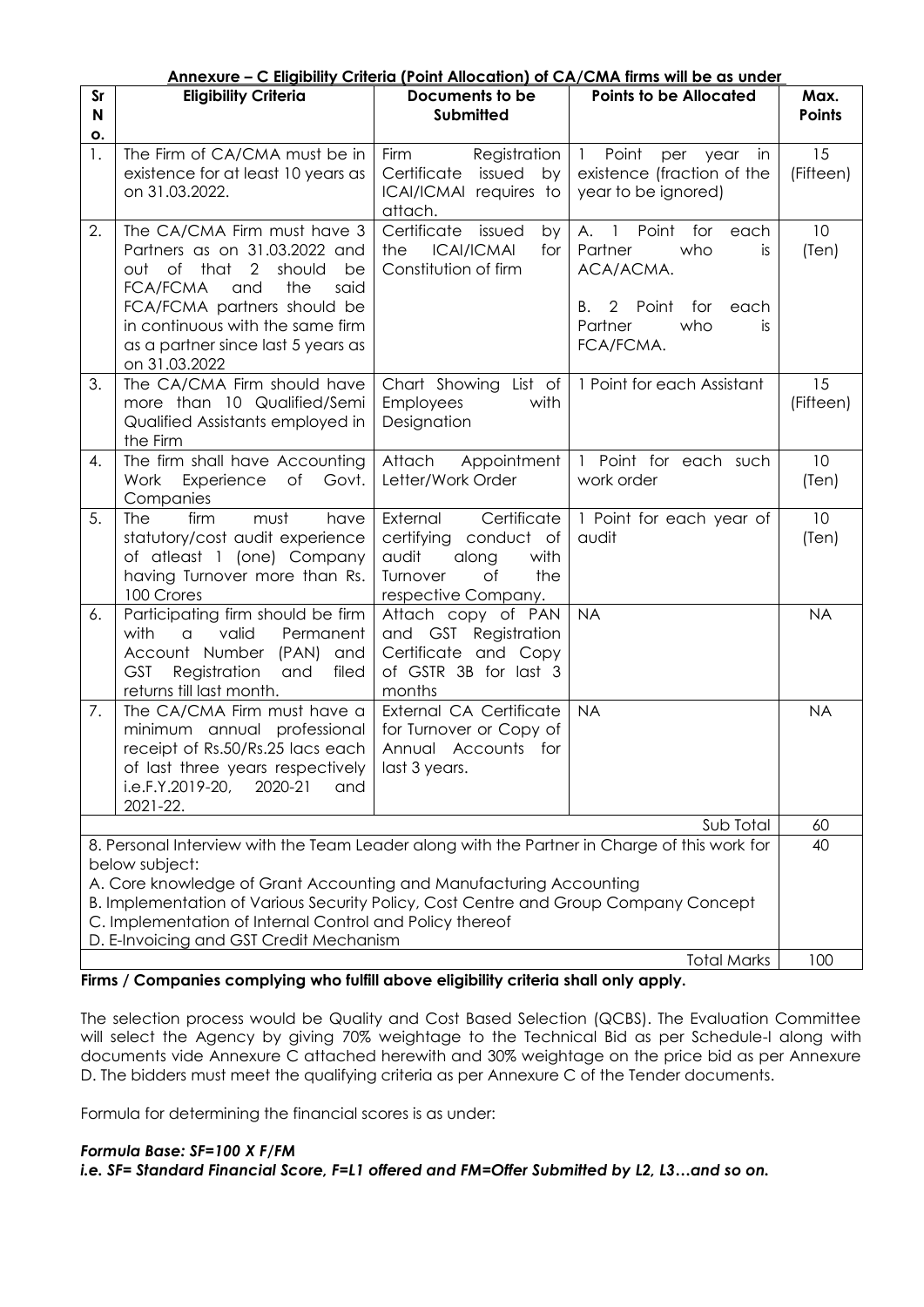**Annexure – C Eligibility Criteria (Point Allocation) of CA/CMA firms will be as under**

| Sr No. | Eligibility Criteria | Documents to be Submitted | Points to be Allocated | Max. Points |
|---|---|---|---|---|
| 1. | The Firm of CA/CMA must be in existence for at least 10 years as on 31.03.2022. | Firm Registration Certificate issued by ICAI/ICMAI requires to attach. | 1 Point per year in existence (fraction of the year to be ignored) | 15 (Fifteen) |
| 2. | The CA/CMA Firm must have 3 Partners as on 31.03.2022 and out of that 2 should be FCA/FCMA and the said FCA/FCMA partners should be in continuous with the same firm as a partner since last 5 years as on 31.03.2022 | Certificate issued by the ICAI/ICMAI for Constitution of firm | A. 1 Point for each Partner who is ACA/ACMA.<br><br>B. 2 Point for each Partner who is FCA/FCMA. | 10 (Ten) |
| 3. | The CA/CMA Firm should have more than 10 Qualified/Semi Qualified Assistants employed in the Firm | Chart Showing List of Employees with Designation | 1 Point for each Assistant | 15 (Fifteen) |
| 4. | The firm shall have Accounting Work Experience of Govt. Companies | Attach Appointment Letter/Work Order | 1 Point for each such work order | 10 (Ten) |
| 5. | The firm must have statutory/cost audit experience of atleast 1 (one) Company having Turnover more than Rs. 100 Crores | External Certificate certifying conduct of audit along with Turnover of the respective Company. | 1 Point for each year of audit | 10 (Ten) |
| 6. | Participating firm should be firm with a valid Permanent Account Number (PAN) and GST Registration and filed returns till last month. | Attach copy of PAN and GST Registration Certificate and Copy of GSTR 3B for last 3 months | NA | NA |
| 7. | The CA/CMA Firm must have a minimum annual professional receipt of Rs.50/Rs.25 lacs each of last three years respectively i.e.F.Y.2019-20, 2020-21 and 2021-22. | External CA Certificate for Turnover or Copy of Annual Accounts for last 3 years. | NA | NA |
| | | | Sub Total | 60 |
| 8. Personal Interview with the Team Leader along with the Partner in Charge of this work for below subject:<br>A. Core knowledge of Grant Accounting and Manufacturing Accounting<br>B. Implementation of Various Security Policy, Cost Centre and Group Company Concept<br>C. Implementation of Internal Control and Policy thereof<br>D. E-Invoicing and GST Credit Mechanism | | | | 40 |
| | | | Total Marks | 100 |

**Firms / Companies complying who fulfill above eligibility criteria shall only apply.**

The selection process would be Quality and Cost Based Selection (QCBS). The Evaluation Committee will select the Agency by giving 70% weightage to the Technical Bid as per Schedule-I along with documents vide Annexure C attached herewith and 30% weightage on the price bid as per Annexure D. The bidders must meet the qualifying criteria as per Annexure C of the Tender documents.

Formula for determining the financial scores is as under:

***Formula Base: SF=100 X F/FM***

***i.e. SF= Standard Financial Score, F=L1 offered and FM=Offer Submitted by L2, L3…and so on.***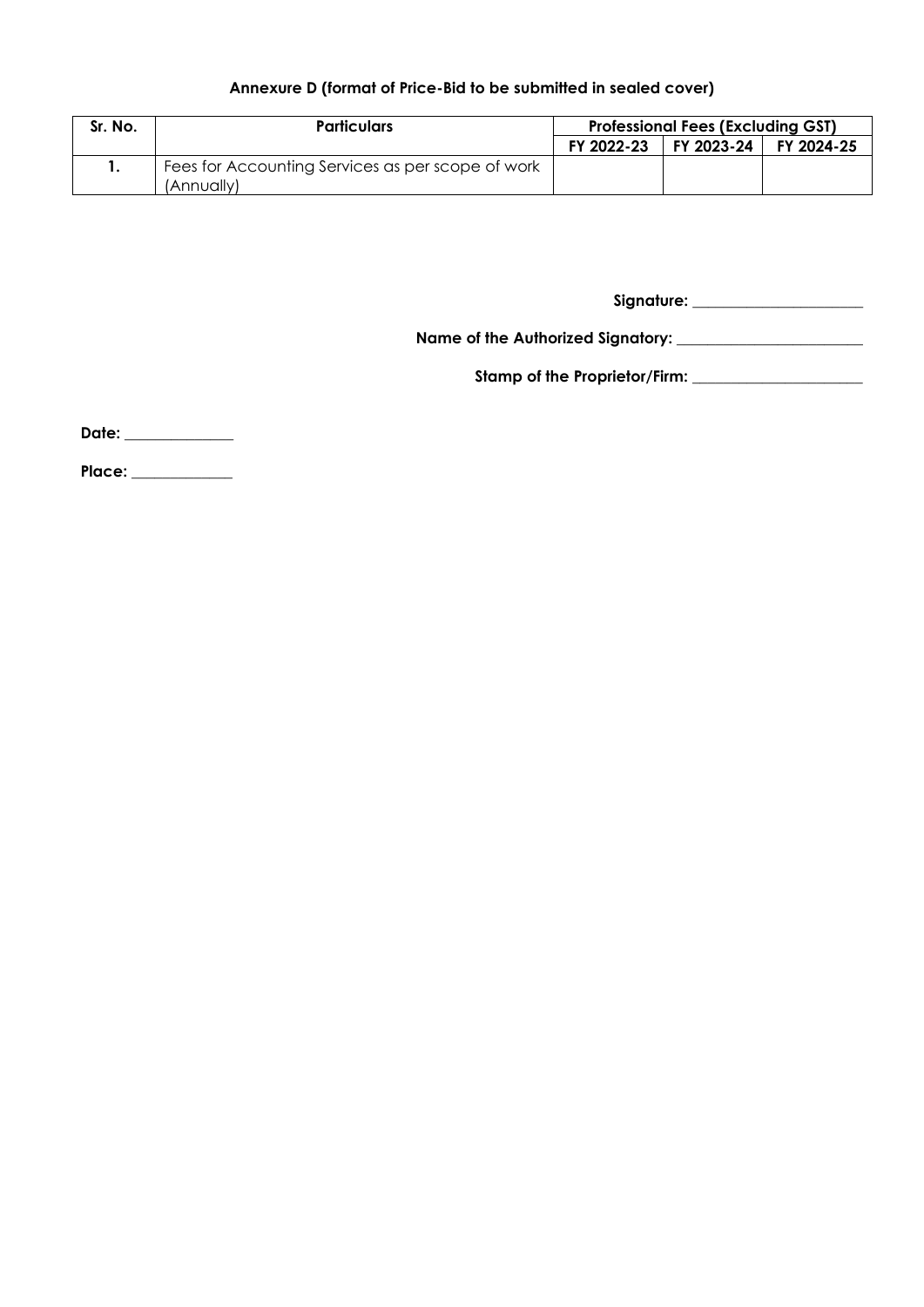### Annexure D (format of Price-Bid to be submitted in sealed cover)

| Sr. No. | Particulars | Professional Fees (Excluding GST) | | |
|---|---|---|---|---|
| | | FY 2022-23 | FY 2023-24 | FY 2024-25 |
| 1. | Fees for Accounting Services as per scope of work (Annually) | | | |

**Signature:** ______________________

**Name of the Authorized Signatory:** ________________________

**Stamp of the Proprietor/Firm:** ______________________

**Date:** ______________

**Place:** _____________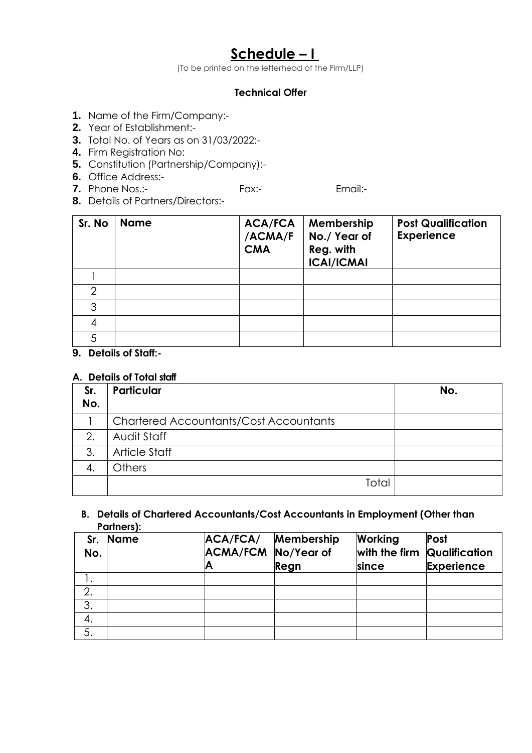# Schedule – I

(To be printed on the letterhead of the Firm/LLP)

### Technical Offer

1. Name of the Firm/Company:-
2. Year of Establishment:-
3. Total No. of Years as on 31/03/2022:-
4. Firm Registration No:
5. Constitution (Partnership/Company):-
6. Office Address:-
7. Phone Nos.:- Fax:- Email:-
8. Details of Partners/Directors:-

| Sr. No | Name | ACA/FCA/ACMA/FCMA | Membership No./ Year of Reg. with ICAI/ICMAI | Post Qualification Experience |
|---|---|---|---|---|
| 1 | | | | |
| 2 | | | | |
| 3 | | | | |
| 4 | | | | |
| 5 | | | | |

**9. Details of Staff:-**

**A. Details of Total staff**

| Sr. No. | Particular | No. |
|---|---|---|
| 1 | Chartered Accountants/Cost Accountants | |
| 2. | Audit Staff | |
| 3. | Article Staff | |
| 4. | Others | |
| | Total | |

**B. Details of Chartered Accountants/Cost Accountants in Employment (Other than Partners):**

| Sr. No. | Name | ACA/FCA/ACMA/FCMA | Membership No/Year of Regn | Working with the firm since | Post Qualification Experience |
|---|---|---|---|---|---|
| 1. | | | | | |
| 2. | | | | | |
| 3. | | | | | |
| 4. | | | | | |
| 5. | | | | | |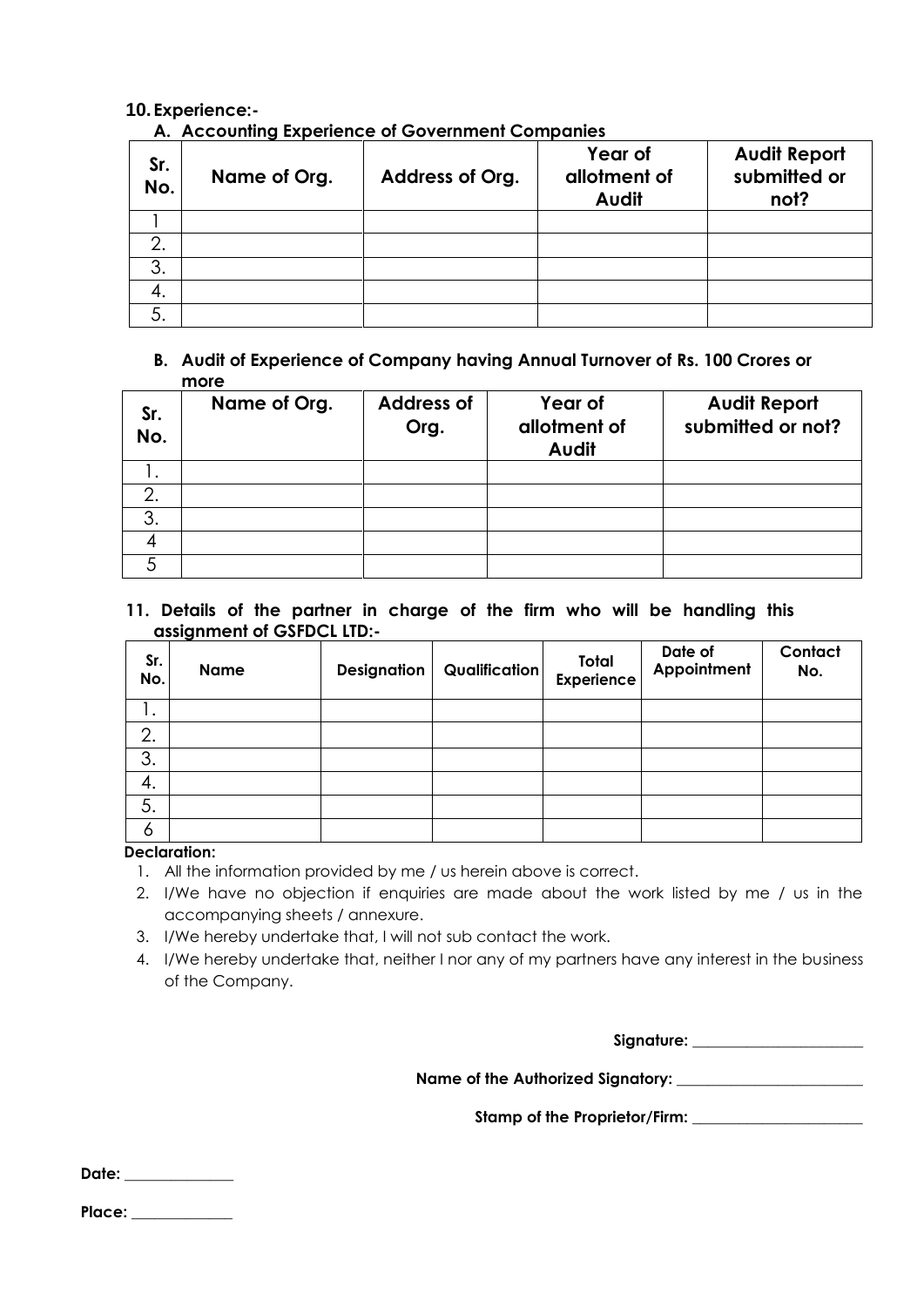## 10. Experience:-

### A. Accounting Experience of Government Companies

| Sr. No. | Name of Org. | Address of Org. | Year of allotment of Audit | Audit Report submitted or not? |
|---|---|---|---|---|
| 1 | | | | |
| 2. | | | | |
| 3. | | | | |
| 4. | | | | |
| 5. | | | | |

### B. Audit of Experience of Company having Annual Turnover of Rs. 100 Crores or more

| Sr. No. | Name of Org. | Address of Org. | Year of allotment of Audit | Audit Report submitted or not? |
|---|---|---|---|---|
| 1. | | | | |
| 2. | | | | |
| 3. | | | | |
| 4 | | | | |
| 5 | | | | |

## 11. Details of the partner in charge of the firm who will be handling this assignment of GSFDCL LTD:-

| Sr. No. | Name | Designation | Qualification | Total Experience | Date of Appointment | Contact No. |
|---|---|---|---|---|---|---|
| 1. | | | | | | |
| 2. | | | | | | |
| 3. | | | | | | |
| 4. | | | | | | |
| 5. | | | | | | |
| 6 | | | | | | |

**Declaration:**

1. All the information provided by me / us herein above is correct.
2. I/We have no objection if enquiries are made about the work listed by me / us in the accompanying sheets / annexure.
3. I/We hereby undertake that, I will not sub contact the work.
4. I/We hereby undertake that, neither I nor any of my partners have any interest in the business of the Company.

**Signature:** ______________________

**Name of the Authorized Signatory:** ________________________

**Stamp of the Proprietor/Firm:** ______________________

**Date:** ______________

**Place:** _____________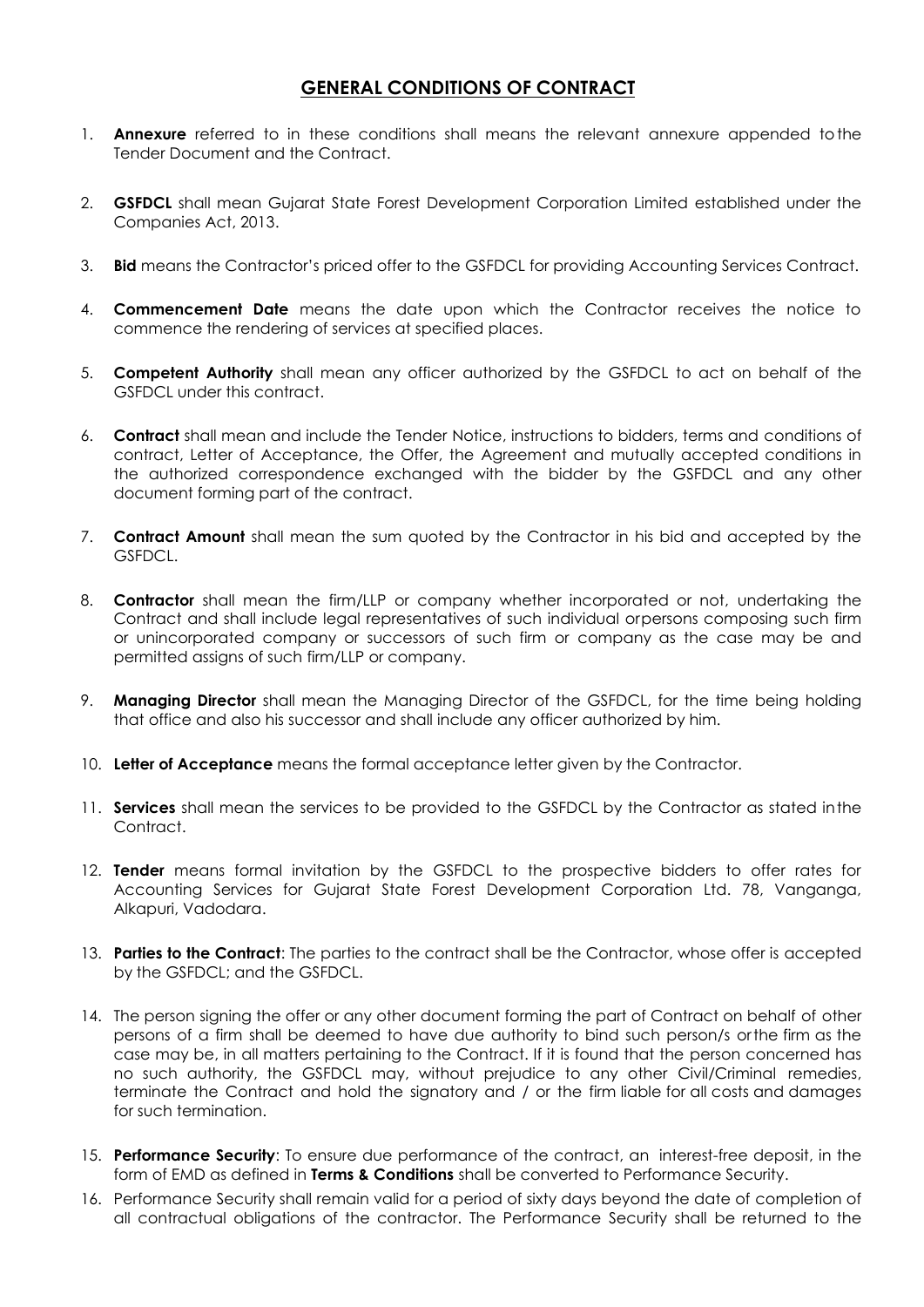## GENERAL CONDITIONS OF CONTRACT

1. **Annexure** referred to in these conditions shall means the relevant annexure appended to the Tender Document and the Contract.

2. **GSFDCL** shall mean Gujarat State Forest Development Corporation Limited established under the Companies Act, 2013.

3. **Bid** means the Contractor's priced offer to the GSFDCL for providing Accounting Services Contract.

4. **Commencement Date** means the date upon which the Contractor receives the notice to commence the rendering of services at specified places.

5. **Competent Authority** shall mean any officer authorized by the GSFDCL to act on behalf of the GSFDCL under this contract.

6. **Contract** shall mean and include the Tender Notice, instructions to bidders, terms and conditions of contract, Letter of Acceptance, the Offer, the Agreement and mutually accepted conditions in the authorized correspondence exchanged with the bidder by the GSFDCL and any other document forming part of the contract.

7. **Contract Amount** shall mean the sum quoted by the Contractor in his bid and accepted by the GSFDCL.

8. **Contractor** shall mean the firm/LLP or company whether incorporated or not, undertaking the Contract and shall include legal representatives of such individual or persons composing such firm or unincorporated company or successors of such firm or company as the case may be and permitted assigns of such firm/LLP or company.

9. **Managing Director** shall mean the Managing Director of the GSFDCL, for the time being holding that office and also his successor and shall include any officer authorized by him.

10. **Letter of Acceptance** means the formal acceptance letter given by the Contractor.

11. **Services** shall mean the services to be provided to the GSFDCL by the Contractor as stated in the Contract.

12. **Tender** means formal invitation by the GSFDCL to the prospective bidders to offer rates for Accounting Services for Gujarat State Forest Development Corporation Ltd. 78, Vanganga, Alkapuri, Vadodara.

13. **Parties to the Contract**: The parties to the contract shall be the Contractor, whose offer is accepted by the GSFDCL; and the GSFDCL.

14. The person signing the offer or any other document forming the part of Contract on behalf of other persons of a firm shall be deemed to have due authority to bind such person/s or the firm as the case may be, in all matters pertaining to the Contract. If it is found that the person concerned has no such authority, the GSFDCL may, without prejudice to any other Civil/Criminal remedies, terminate the Contract and hold the signatory and / or the firm liable for all costs and damages for such termination.

15. **Performance Security**: To ensure due performance of the contract, an interest-free deposit, in the form of EMD as defined in **Terms & Conditions** shall be converted to Performance Security.

16. Performance Security shall remain valid for a period of sixty days beyond the date of completion of all contractual obligations of the contractor. The Performance Security shall be returned to the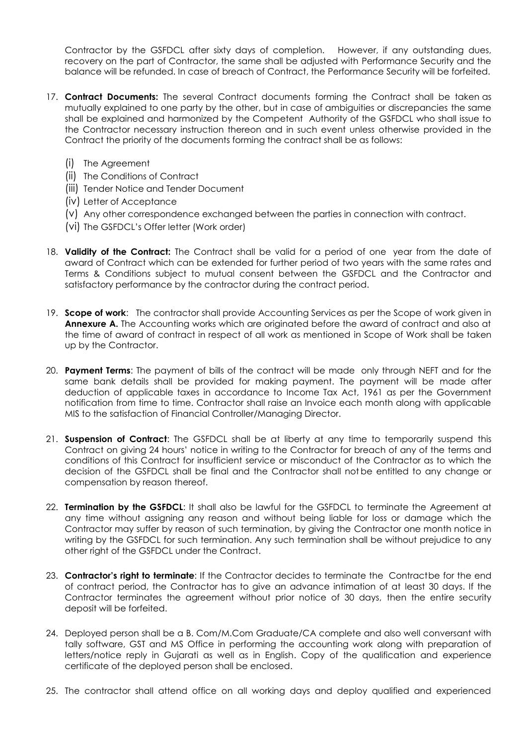Contractor by the GSFDCL after sixty days of completion. However, if any outstanding dues, recovery on the part of Contractor, the same shall be adjusted with Performance Security and the balance will be refunded. In case of breach of Contract, the Performance Security will be forfeited.

17. **Contract Documents:** The several Contract documents forming the Contract shall be taken as mutually explained to one party by the other, but in case of ambiguities or discrepancies the same shall be explained and harmonized by the Competent Authority of the GSFDCL who shall issue to the Contractor necessary instruction thereon and in such event unless otherwise provided in the Contract the priority of the documents forming the contract shall be as follows:

    (i) The Agreement
    (ii) The Conditions of Contract
    (iii) Tender Notice and Tender Document
    (iv) Letter of Acceptance
    (v) Any other correspondence exchanged between the parties in connection with contract.
    (vi) The GSFDCL's Offer letter (Work order)

18. **Validity of the Contract:** The Contract shall be valid for a period of one year from the date of award of Contract which can be extended for further period of two years with the same rates and Terms & Conditions subject to mutual consent between the GSFDCL and the Contractor and satisfactory performance by the contractor during the contract period.

19. **Scope of work**: The contractor shall provide Accounting Services as per the Scope of work given in **Annexure A.** The Accounting works which are originated before the award of contract and also at the time of award of contract in respect of all work as mentioned in Scope of Work shall be taken up by the Contractor.

20. **Payment Terms**: The payment of bills of the contract will be made only through NEFT and for the same bank details shall be provided for making payment. The payment will be made after deduction of applicable taxes in accordance to Income Tax Act, 1961 as per the Government notification from time to time. Contractor shall raise an Invoice each month along with applicable MIS to the satisfaction of Financial Controller/Managing Director.

21. **Suspension of Contract**: The GSFDCL shall be at liberty at any time to temporarily suspend this Contract on giving 24 hours' notice in writing to the Contractor for breach of any of the terms and conditions of this Contract for insufficient service or misconduct of the Contractor as to which the decision of the GSFDCL shall be final and the Contractor shall not be entitled to any change or compensation by reason thereof.

22. **Termination by the GSFDCL**: It shall also be lawful for the GSFDCL to terminate the Agreement at any time without assigning any reason and without being liable for loss or damage which the Contractor may suffer by reason of such termination, by giving the Contractor one month notice in writing by the GSFDCL for such termination. Any such termination shall be without prejudice to any other right of the GSFDCL under the Contract.

23. **Contractor's right to terminate**: If the Contractor decides to terminate the Contractbe for the end of contract period, the Contractor has to give an advance intimation of at least 30 days. If the Contractor terminates the agreement without prior notice of 30 days, then the entire security deposit will be forfeited.

24. Deployed person shall be a B. Com/M.Com Graduate/CA complete and also well conversant with tally software, GST and MS Office in performing the accounting work along with preparation of letters/notice reply in Gujarati as well as in English. Copy of the qualification and experience certificate of the deployed person shall be enclosed.

25. The contractor shall attend office on all working days and deploy qualified and experienced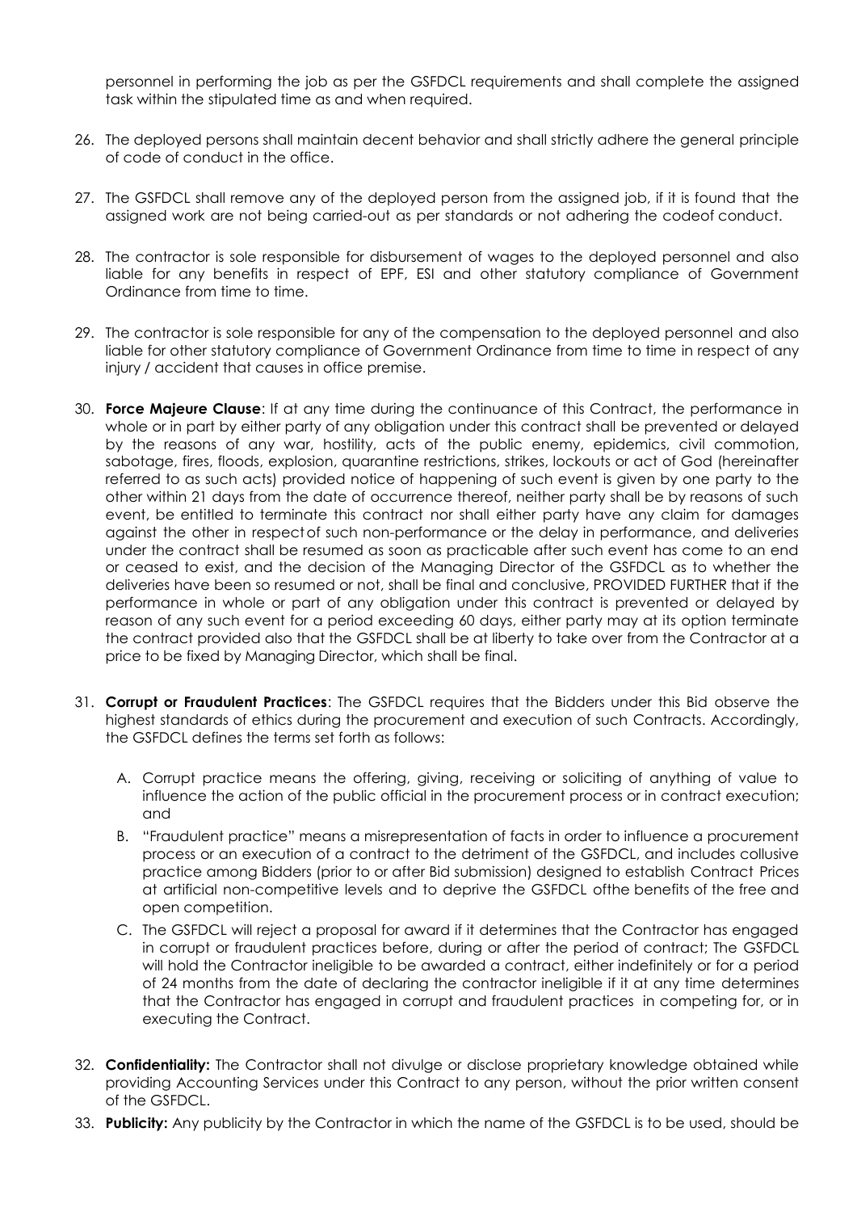personnel in performing the job as per the GSFDCL requirements and shall complete the assigned task within the stipulated time as and when required.

26. The deployed persons shall maintain decent behavior and shall strictly adhere the general principle of code of conduct in the office.

27. The GSFDCL shall remove any of the deployed person from the assigned job, if it is found that the assigned work are not being carried-out as per standards or not adhering the codeof conduct.

28. The contractor is sole responsible for disbursement of wages to the deployed personnel and also liable for any benefits in respect of EPF, ESI and other statutory compliance of Government Ordinance from time to time.

29. The contractor is sole responsible for any of the compensation to the deployed personnel and also liable for other statutory compliance of Government Ordinance from time to time in respect of any injury / accident that causes in office premise.

30. **Force Majeure Clause**: If at any time during the continuance of this Contract, the performance in whole or in part by either party of any obligation under this contract shall be prevented or delayed by the reasons of any war, hostility, acts of the public enemy, epidemics, civil commotion, sabotage, fires, floods, explosion, quarantine restrictions, strikes, lockouts or act of God (hereinafter referred to as such acts) provided notice of happening of such event is given by one party to the other within 21 days from the date of occurrence thereof, neither party shall be by reasons of such event, be entitled to terminate this contract nor shall either party have any claim for damages against the other in respectof such non-performance or the delay in performance, and deliveries under the contract shall be resumed as soon as practicable after such event has come to an end or ceased to exist, and the decision of the Managing Director of the GSFDCL as to whether the deliveries have been so resumed or not, shall be final and conclusive, PROVIDED FURTHER that if the performance in whole or part of any obligation under this contract is prevented or delayed by reason of any such event for a period exceeding 60 days, either party may at its option terminate the contract provided also that the GSFDCL shall be at liberty to take over from the Contractor at a price to be fixed by Managing Director, which shall be final.

31. **Corrupt or Fraudulent Practices**: The GSFDCL requires that the Bidders under this Bid observe the highest standards of ethics during the procurement and execution of such Contracts. Accordingly, the GSFDCL defines the terms set forth as follows:

    A. Corrupt practice means the offering, giving, receiving or soliciting of anything of value to influence the action of the public official in the procurement process or in contract execution; and

    B. "Fraudulent practice" means a misrepresentation of facts in order to influence a procurement process or an execution of a contract to the detriment of the GSFDCL, and includes collusive practice among Bidders (prior to or after Bid submission) designed to establish Contract Prices at artificial non-competitive levels and to deprive the GSFDCL ofthe benefits of the free and open competition.

    C. The GSFDCL will reject a proposal for award if it determines that the Contractor has engaged in corrupt or fraudulent practices before, during or after the period of contract; The GSFDCL will hold the Contractor ineligible to be awarded a contract, either indefinitely or for a period of 24 months from the date of declaring the contractor ineligible if it at any time determines that the Contractor has engaged in corrupt and fraudulent practices in competing for, or in executing the Contract.

32. **Confidentiality:** The Contractor shall not divulge or disclose proprietary knowledge obtained while providing Accounting Services under this Contract to any person, without the prior written consent of the GSFDCL.

33. **Publicity:** Any publicity by the Contractor in which the name of the GSFDCL is to be used, should be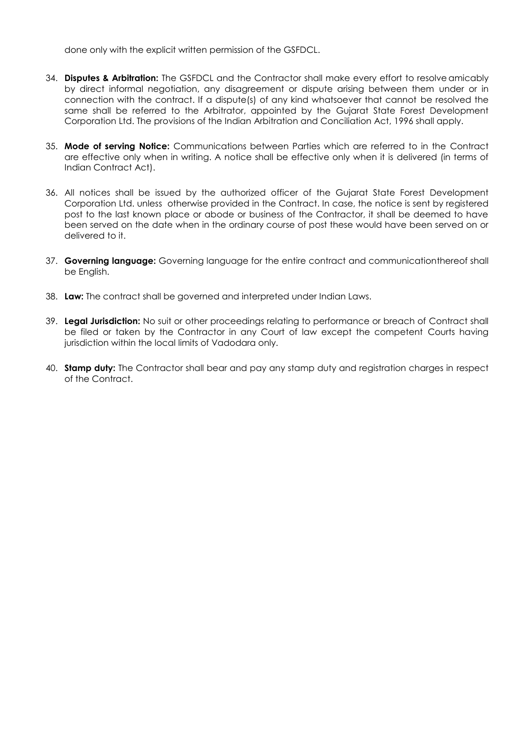done only with the explicit written permission of the GSFDCL.

34. **Disputes & Arbitration:** The GSFDCL and the Contractor shall make every effort to resolve amicably by direct informal negotiation, any disagreement or dispute arising between them under or in connection with the contract. If a dispute(s) of any kind whatsoever that cannot be resolved the same shall be referred to the Arbitrator, appointed by the Gujarat State Forest Development Corporation Ltd. The provisions of the Indian Arbitration and Conciliation Act, 1996 shall apply.

35. **Mode of serving Notice:** Communications between Parties which are referred to in the Contract are effective only when in writing. A notice shall be effective only when it is delivered (in terms of Indian Contract Act).

36. All notices shall be issued by the authorized officer of the Gujarat State Forest Development Corporation Ltd. unless otherwise provided in the Contract. In case, the notice is sent by registered post to the last known place or abode or business of the Contractor, it shall be deemed to have been served on the date when in the ordinary course of post these would have been served on or delivered to it.

37. **Governing language:** Governing language for the entire contract and communicationthereof shall be English.

38. **Law:** The contract shall be governed and interpreted under Indian Laws.

39. **Legal Jurisdiction:** No suit or other proceedings relating to performance or breach of Contract shall be filed or taken by the Contractor in any Court of law except the competent Courts having jurisdiction within the local limits of Vadodara only.

40. **Stamp duty:** The Contractor shall bear and pay any stamp duty and registration charges in respect of the Contract.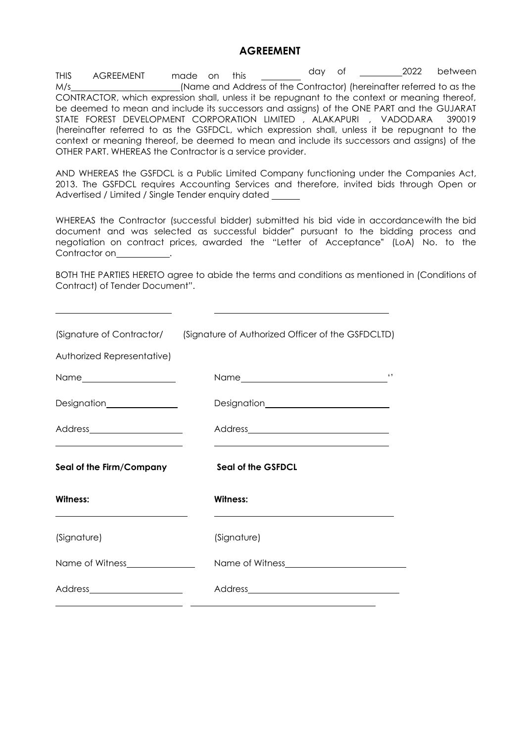# AGREEMENT

THIS AGREEMENT made on this \_\_\_\_\_\_\_\_ day of \_\_\_\_\_\_\_\_\_2022 between M/s\_\_\_\_\_\_\_\_\_\_\_\_\_\_\_\_\_\_\_\_\_\_\_(Name and Address of the Contractor) (hereinafter referred to as the CONTRACTOR, which expression shall, unless it be repugnant to the context or meaning thereof, be deemed to mean and include its successors and assigns) of the ONE PART and the GUJARAT STATE FOREST DEVELOPMENT CORPORATION LIMITED , ALAKAPURI , VADODARA 390019 (hereinafter referred to as the GSFDCL, which expression shall, unless it be repugnant to the context or meaning thereof, be deemed to mean and include its successors and assigns) of the OTHER PART. WHEREAS the Contractor is a service provider.

AND WHEREAS the GSFDCL is a Public Limited Company functioning under the Companies Act, 2013. The GSFDCL requires Accounting Services and therefore, invited bids through Open or Advertised / Limited / Single Tender enquiry dated \_\_\_\_\_\_

WHEREAS the Contractor (successful bidder) submitted his bid vide in accordancewith the bid document and was selected as successful bidder" pursuant to the bidding process and negotiation on contract prices, awarded the "Letter of Acceptance" (LoA) No. to the Contractor on\_\_\_\_\_\_\_\_\_\_\_.

BOTH THE PARTIES HERETO agree to abide the terms and conditions as mentioned in (Conditions of Contract) of Tender Document".

| \_\_\_\_\_\_\_\_\_\_\_\_\_\_\_\_\_\_\_\_\_\_\_\_ | \_\_\_\_\_\_\_\_\_\_\_\_\_\_\_\_\_\_\_\_\_\_\_\_\_\_\_\_\_\_\_\_\_\_\_ |
|---|---|
| (Signature of Contractor/ Authorized Representative) | (Signature of Authorized Officer of the GSFDCLTD) |
| Name\_\_\_\_\_\_\_\_\_\_\_\_\_\_\_\_\_\_\_\_ | Name\_\_\_\_\_\_\_\_\_\_\_\_\_\_\_\_\_\_\_\_\_\_\_\_\_\_\_\_\_\_'' |
| Designation\_\_\_\_\_\_\_\_\_\_\_\_\_\_\_ | Designation\_\_\_\_\_\_\_\_\_\_\_\_\_\_\_\_\_\_\_\_\_\_\_\_\_\_ |
| Address\_\_\_\_\_\_\_\_\_\_\_\_\_\_\_\_\_\_\_\_ | Address\_\_\_\_\_\_\_\_\_\_\_\_\_\_\_\_\_\_\_\_\_\_\_\_\_\_\_\_\_\_ |
| **Seal of the Firm/Company** | **Seal of the GSFDCL** |
| **Witness:** | **Witness:** |
| (Signature) | (Signature) |
| Name of Witness\_\_\_\_\_\_\_\_\_\_\_\_\_\_\_ | Name of Witness\_\_\_\_\_\_\_\_\_\_\_\_\_\_\_\_\_\_\_\_\_\_\_\_\_\_ |
| Address\_\_\_\_\_\_\_\_\_\_\_\_\_\_\_\_\_\_\_\_ | Address\_\_\_\_\_\_\_\_\_\_\_\_\_\_\_\_\_\_\_\_\_\_\_\_\_\_\_\_\_\_\_\_\_ |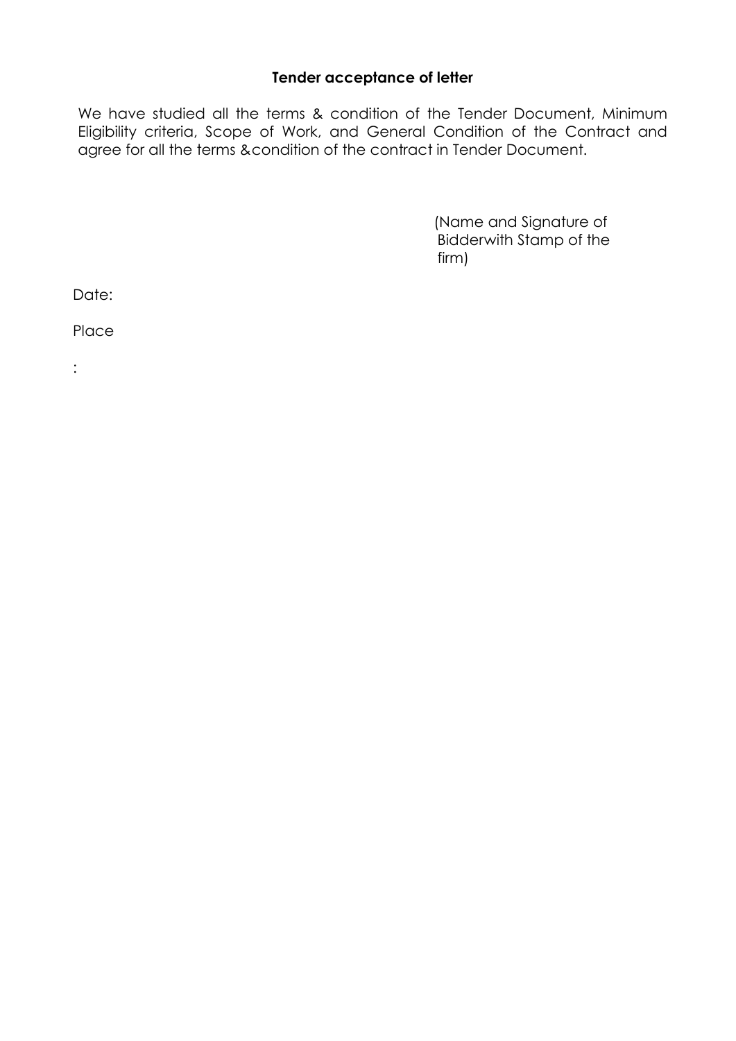**Tender acceptance of letter**

We have studied all the terms & condition of the Tender Document, Minimum Eligibility criteria, Scope of Work, and General Condition of the Contract and agree for all the terms &condition of the contract in Tender Document.

(Name and Signature of Bidderwith Stamp of the firm)

Date:

Place

: